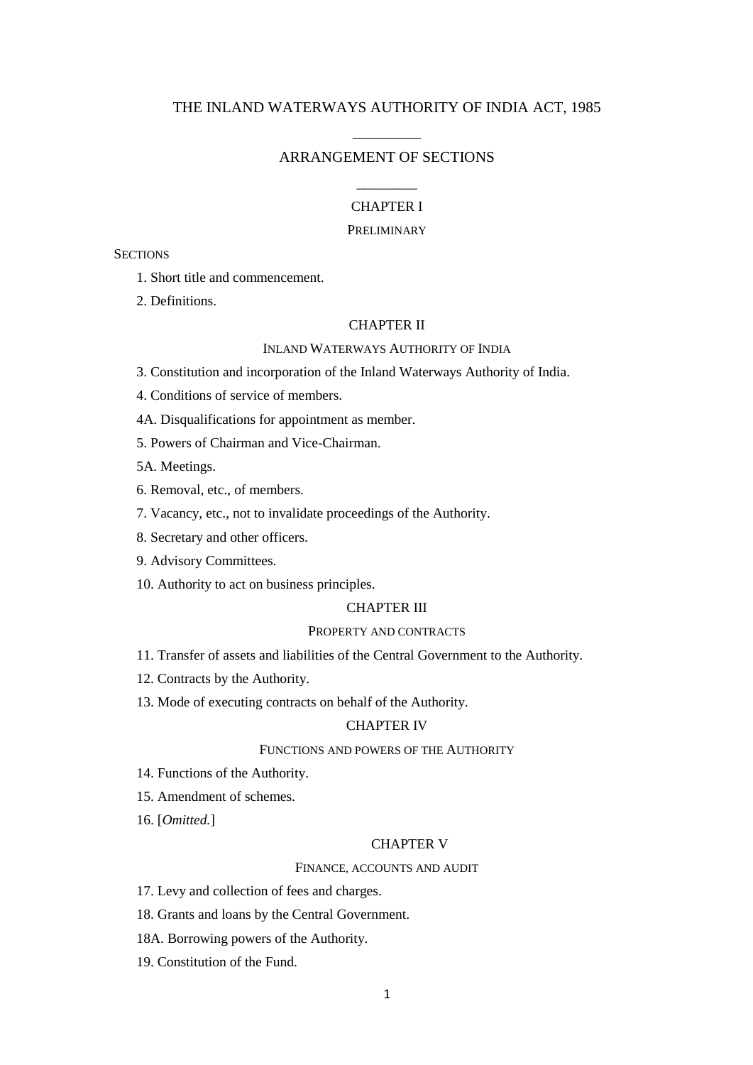# THE INLAND WATERWAYS AUTHORITY OF INDIA ACT, 1985

## ARRANGEMENT OF SECTIONS

### CHAPTER I

PRELIMINARY

SECTIONS

1. Short title and commencement.

2. Definitions.

### CHAPTER II

INLAND WATERWAYS AUTHORITY OF INDIA

3. Constitution and incorporation of the Inland Waterways Authority of India.

4. Conditions of service of members.

4A. Disqualifications for appointment as member.

5. Powers of Chairman and Vice-Chairman.

5A. Meetings.

6. Removal, etc., of members.

7. Vacancy, etc., not to invalidate proceedings of the Authority.

8. Secretary and other officers.

9. Advisory Committees.

10. Authority to act on business principles.

### CHAPTER III

PROPERTY AND CONTRACTS

11. Transfer of assets and liabilities of the Central Government to the Authority.

12. Contracts by the Authority.

13. Mode of executing contracts on behalf of the Authority.

### CHAPTER IV

FUNCTIONS AND POWERS OF THE AUTHORITY

14. Functions of the Authority.

15. Amendment of schemes.

16. [*Omitted.*]

### CHAPTER V

FINANCE, ACCOUNTS AND AUDIT

17. Levy and collection of fees and charges.

18. Grants and loans by the Central Government.

18A. Borrowing powers of the Authority.

19. Constitution of the Fund.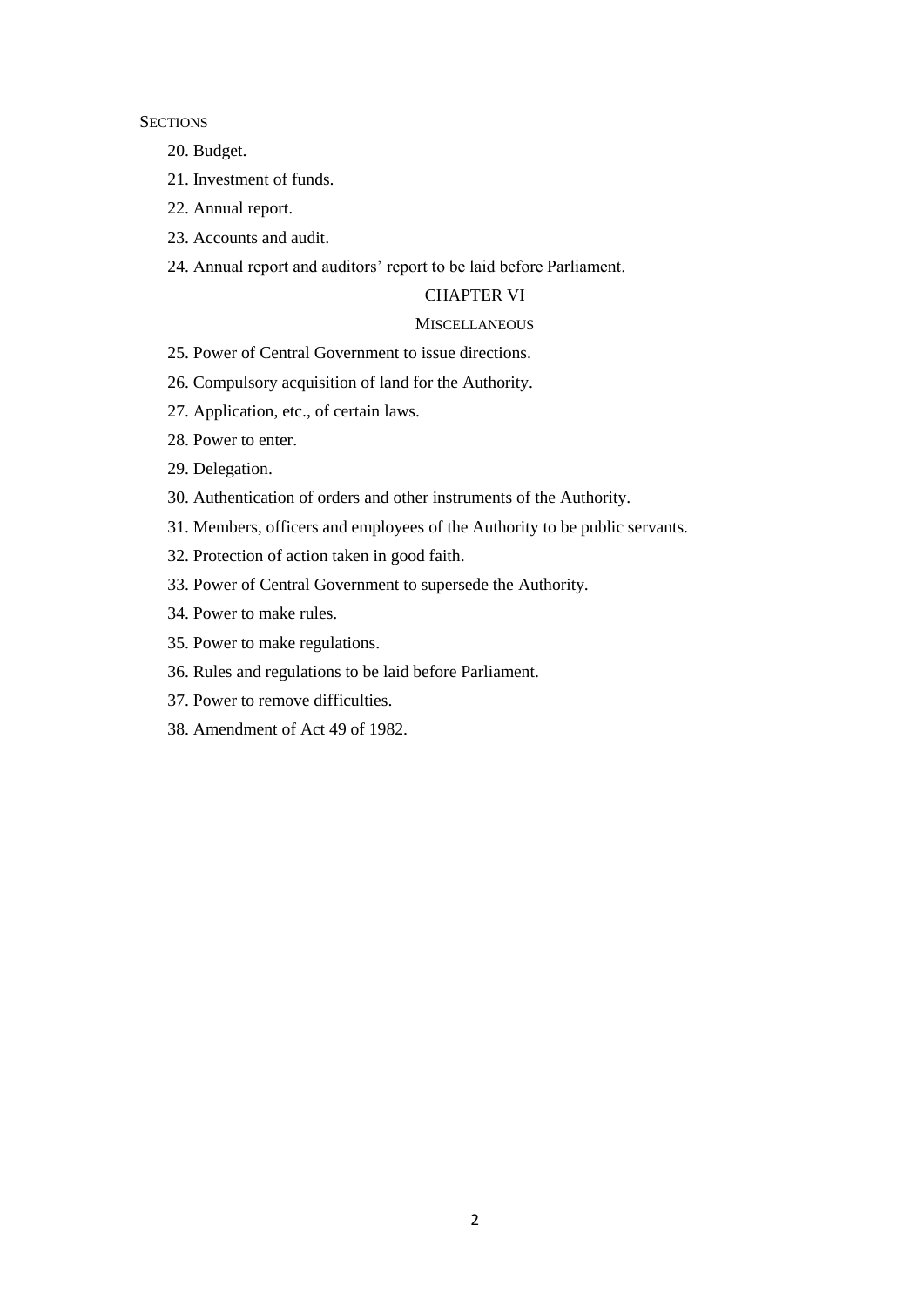SECTIONS

20. Budget.

21. Investment of funds.

22. Annual report.

23. Accounts and audit.

24. Annual report and auditors' report to be laid before Parliament.

## CHAPTER VI

### MISCELLANEOUS

25. Power of Central Government to issue directions.

26. Compulsory acquisition of land for the Authority.

27. Application, etc., of certain laws.

28. Power to enter.

29. Delegation.

30. Authentication of orders and other instruments of the Authority.

31. Members, officers and employees of the Authority to be public servants.

32. Protection of action taken in good faith.

33. Power of Central Government to supersede the Authority.

34. Power to make rules.

35. Power to make regulations.

36. Rules and regulations to be laid before Parliament.

37. Power to remove difficulties.

38. Amendment of Act 49 of 1982.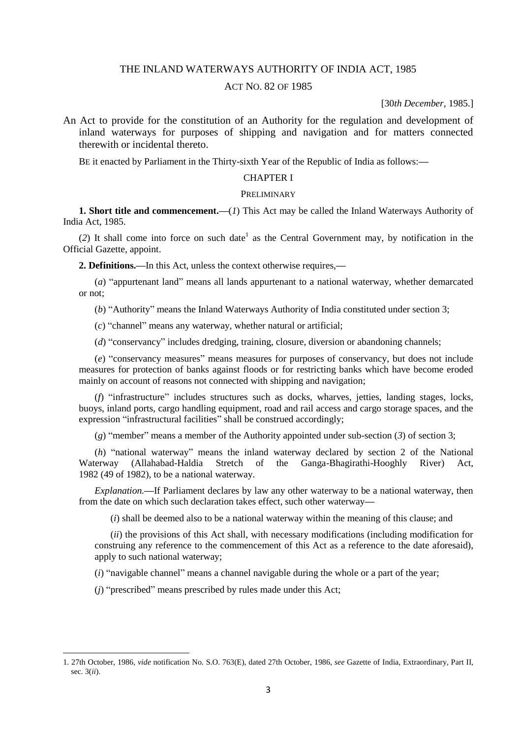# THE INLAND WATERWAYS AUTHORITY OF INDIA ACT, 1985

## ACT NO. 82 OF 1985

[30*th December*, 1985.]

An Act to provide for the constitution of an Authority for the regulation and development of inland waterways for purposes of shipping and navigation and for matters connected therewith or incidental thereto.

BE it enacted by Parliament in the Thirty-sixth Year of the Republic of India as follows:—

## CHAPTER I

### PRELIMINARY

**1. Short title and commencement.**—(*1*) This Act may be called the Inland Waterways Authority of India Act, 1985.

(*2*) It shall come into force on such date[1] as the Central Government may, by notification in the Official Gazette, appoint.

**2. Definitions.**—In this Act, unless the context otherwise requires,—

(*a*) "appurtenant land" means all lands appurtenant to a national waterway, whether demarcated or not;

(*b*) "Authority" means the Inland Waterways Authority of India constituted under section 3;

(*c*) "channel" means any waterway, whether natural or artificial;

(*d*) "conservancy" includes dredging, training, closure, diversion or abandoning channels;

(*e*) "conservancy measures" means measures for purposes of conservancy, but does not include measures for protection of banks against floods or for restricting banks which have become eroded mainly on account of reasons not connected with shipping and navigation;

(*f*) "infrastructure" includes structures such as docks, wharves, jetties, landing stages, locks, buoys, inland ports, cargo handling equipment, road and rail access and cargo storage spaces, and the expression "infrastructural facilities" shall be construed accordingly;

(*g*) "member" means a member of the Authority appointed under sub-section (*3*) of section 3;

(*h*) "national waterway" means the inland waterway declared by section 2 of the National Waterway (Allahabad-Haldia Stretch of the Ganga-Bhagirathi-Hooghly River) Act, 1982 (49 of 1982), to be a national waterway.

*Explanation.*—If Parliament declares by law any other waterway to be a national waterway, then from the date on which such declaration takes effect, such other waterway—

(*i*) shall be deemed also to be a national waterway within the meaning of this clause; and

(*ii*) the provisions of this Act shall, with necessary modifications (including modification for construing any reference to the commencement of this Act as a reference to the date aforesaid), apply to such national waterway;

(*i*) "navigable channel" means a channel navigable during the whole or a part of the year;

(*j*) "prescribed" means prescribed by rules made under this Act;

---

1. 27th October, 1986, *vide* notification No. S.O. 763(E), dated 27th October, 1986, *see* Gazette of India, Extraordinary, Part II, sec. 3(*ii*).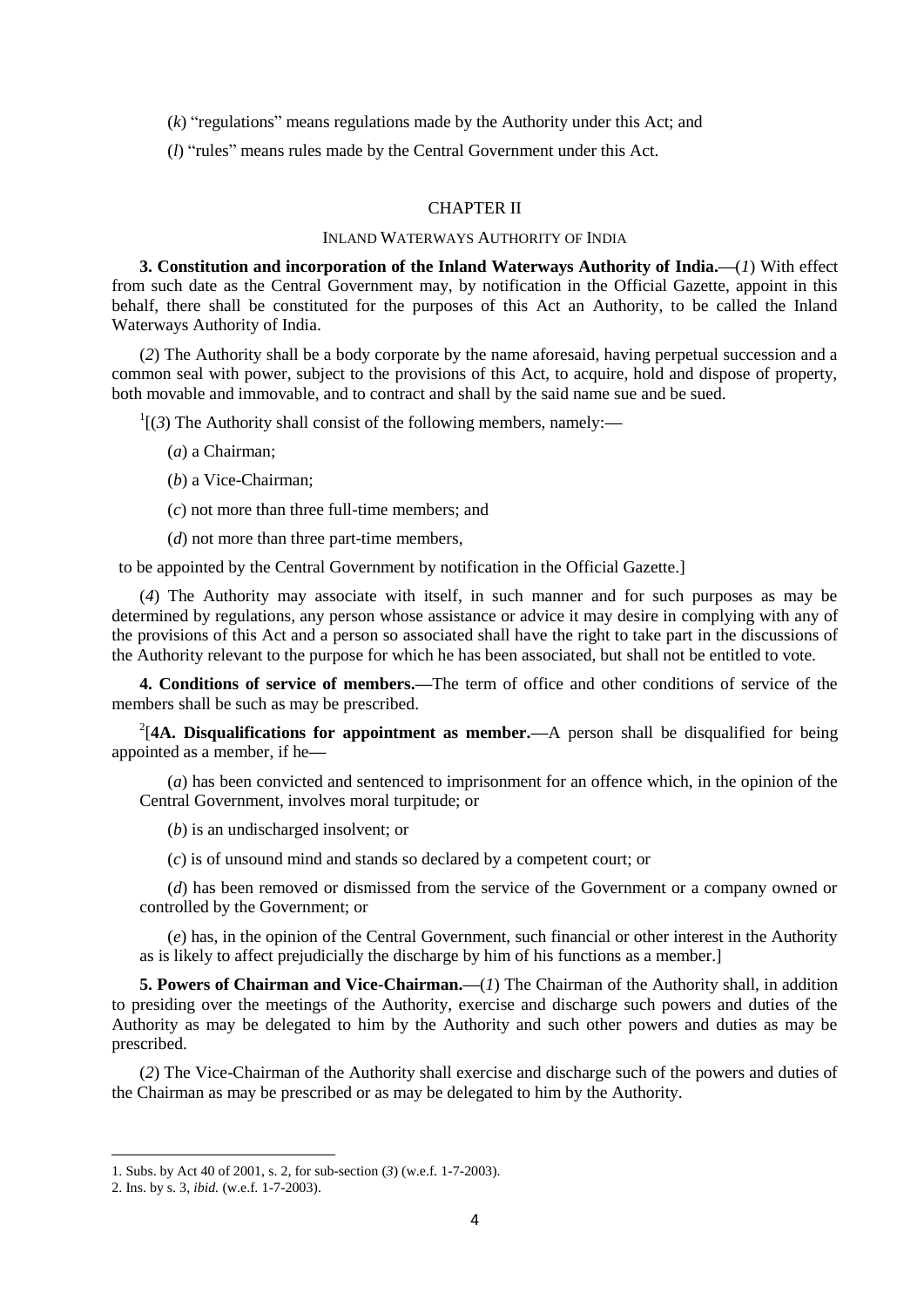(*k*) "regulations" means regulations made by the Authority under this Act; and

(*l*) "rules" means rules made by the Central Government under this Act.

## CHAPTER II

### INLAND WATERWAYS AUTHORITY OF INDIA

**3. Constitution and incorporation of the Inland Waterways Authority of India.—**(*1*) With effect from such date as the Central Government may, by notification in the Official Gazette, appoint in this behalf, there shall be constituted for the purposes of this Act an Authority, to be called the Inland Waterways Authority of India.

(*2*) The Authority shall be a body corporate by the name aforesaid, having perpetual succession and a common seal with power, subject to the provisions of this Act, to acquire, hold and dispose of property, both movable and immovable, and to contract and shall by the said name sue and be sued.

[1][(*3*) The Authority shall consist of the following members, namely:—

(*a*) a Chairman;

(*b*) a Vice-Chairman;

(*c*) not more than three full-time members; and

(*d*) not more than three part-time members,

to be appointed by the Central Government by notification in the Official Gazette.]

(*4*) The Authority may associate with itself, in such manner and for such purposes as may be determined by regulations, any person whose assistance or advice it may desire in complying with any of the provisions of this Act and a person so associated shall have the right to take part in the discussions of the Authority relevant to the purpose for which he has been associated, but shall not be entitled to vote.

**4. Conditions of service of members.—**The term of office and other conditions of service of the members shall be such as may be prescribed.

[2][**4A. Disqualifications for appointment as member.—**A person shall be disqualified for being appointed as a member, if he—

(*a*) has been convicted and sentenced to imprisonment for an offence which, in the opinion of the Central Government, involves moral turpitude; or

(*b*) is an undischarged insolvent; or

(*c*) is of unsound mind and stands so declared by a competent court; or

(*d*) has been removed or dismissed from the service of the Government or a company owned or controlled by the Government; or

(*e*) has, in the opinion of the Central Government, such financial or other interest in the Authority as is likely to affect prejudicially the discharge by him of his functions as a member.]

**5. Powers of Chairman and Vice-Chairman.—**(*1*) The Chairman of the Authority shall, in addition to presiding over the meetings of the Authority, exercise and discharge such powers and duties of the Authority as may be delegated to him by the Authority and such other powers and duties as may be prescribed.

(*2*) The Vice-Chairman of the Authority shall exercise and discharge such of the powers and duties of the Chairman as may be prescribed or as may be delegated to him by the Authority.

---

1. Subs. by Act 40 of 2001, s. 2, for sub-section (*3*) (w.e.f. 1-7-2003).
2. Ins. by s. 3, *ibid.* (w.e.f. 1-7-2003).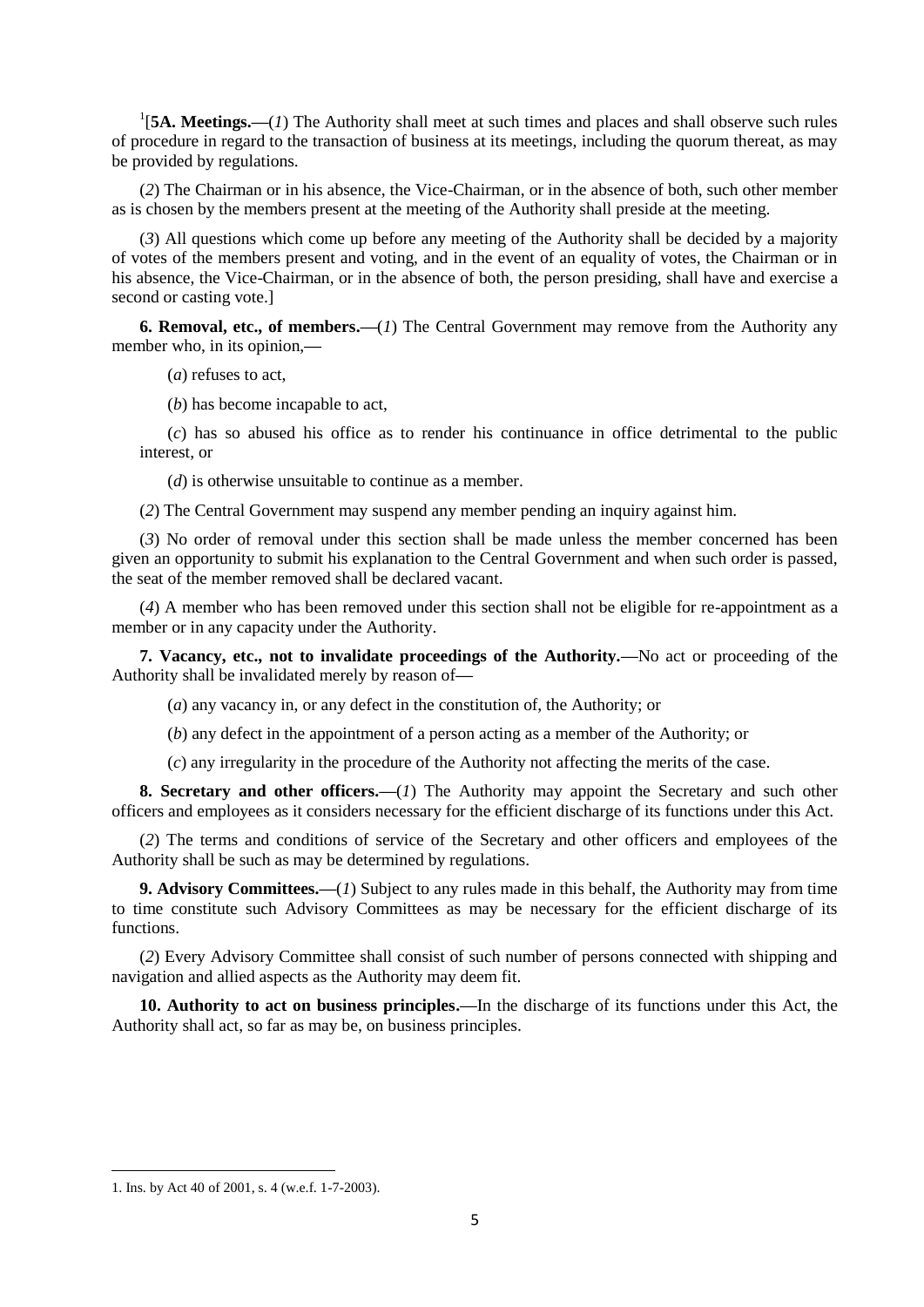[1][**5A. Meetings.**—(*1*) The Authority shall meet at such times and places and shall observe such rules of procedure in regard to the transaction of business at its meetings, including the quorum thereat, as may be provided by regulations.

(*2*) The Chairman or in his absence, the Vice-Chairman, or in the absence of both, such other member as is chosen by the members present at the meeting of the Authority shall preside at the meeting.

(*3*) All questions which come up before any meeting of the Authority shall be decided by a majority of votes of the members present and voting, and in the event of an equality of votes, the Chairman or in his absence, the Vice-Chairman, or in the absence of both, the person presiding, shall have and exercise a second or casting vote.]

**6. Removal, etc., of members.**—(*1*) The Central Government may remove from the Authority any member who, in its opinion,—

(*a*) refuses to act,

(*b*) has become incapable to act,

(*c*) has so abused his office as to render his continuance in office detrimental to the public interest, or

(*d*) is otherwise unsuitable to continue as a member.

(*2*) The Central Government may suspend any member pending an inquiry against him.

(*3*) No order of removal under this section shall be made unless the member concerned has been given an opportunity to submit his explanation to the Central Government and when such order is passed, the seat of the member removed shall be declared vacant.

(*4*) A member who has been removed under this section shall not be eligible for re-appointment as a member or in any capacity under the Authority.

**7. Vacancy, etc., not to invalidate proceedings of the Authority.**—No act or proceeding of the Authority shall be invalidated merely by reason of—

(*a*) any vacancy in, or any defect in the constitution of, the Authority; or

(*b*) any defect in the appointment of a person acting as a member of the Authority; or

(*c*) any irregularity in the procedure of the Authority not affecting the merits of the case.

**8. Secretary and other officers.**—(*1*) The Authority may appoint the Secretary and such other officers and employees as it considers necessary for the efficient discharge of its functions under this Act.

(*2*) The terms and conditions of service of the Secretary and other officers and employees of the Authority shall be such as may be determined by regulations.

**9. Advisory Committees.**—(*1*) Subject to any rules made in this behalf, the Authority may from time to time constitute such Advisory Committees as may be necessary for the efficient discharge of its functions.

(*2*) Every Advisory Committee shall consist of such number of persons connected with shipping and navigation and allied aspects as the Authority may deem fit.

**10. Authority to act on business principles.**—In the discharge of its functions under this Act, the Authority shall act, so far as may be, on business principles.

---

1. Ins. by Act 40 of 2001, s. 4 (w.e.f. 1-7-2003).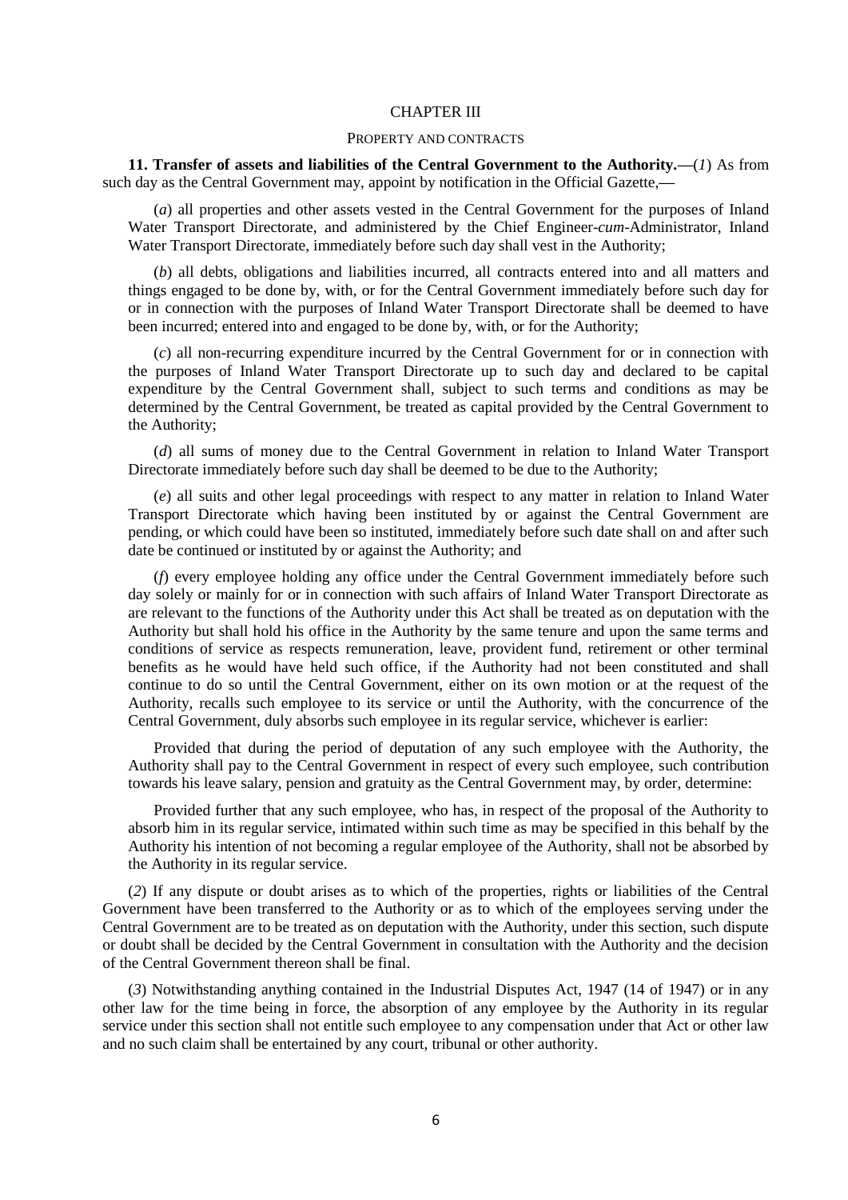## CHAPTER III

### PROPERTY AND CONTRACTS

**11. Transfer of assets and liabilities of the Central Government to the Authority.—**(*1*) As from such day as the Central Government may, appoint by notification in the Official Gazette,—

(*a*) all properties and other assets vested in the Central Government for the purposes of Inland Water Transport Directorate, and administered by the Chief Engineer-*cum*-Administrator, Inland Water Transport Directorate, immediately before such day shall vest in the Authority;

(*b*) all debts, obligations and liabilities incurred, all contracts entered into and all matters and things engaged to be done by, with, or for the Central Government immediately before such day for or in connection with the purposes of Inland Water Transport Directorate shall be deemed to have been incurred; entered into and engaged to be done by, with, or for the Authority;

(*c*) all non-recurring expenditure incurred by the Central Government for or in connection with the purposes of Inland Water Transport Directorate up to such day and declared to be capital expenditure by the Central Government shall, subject to such terms and conditions as may be determined by the Central Government, be treated as capital provided by the Central Government to the Authority;

(*d*) all sums of money due to the Central Government in relation to Inland Water Transport Directorate immediately before such day shall be deemed to be due to the Authority;

(*e*) all suits and other legal proceedings with respect to any matter in relation to Inland Water Transport Directorate which having been instituted by or against the Central Government are pending, or which could have been so instituted, immediately before such date shall on and after such date be continued or instituted by or against the Authority; and

(*f*) every employee holding any office under the Central Government immediately before such day solely or mainly for or in connection with such affairs of Inland Water Transport Directorate as are relevant to the functions of the Authority under this Act shall be treated as on deputation with the Authority but shall hold his office in the Authority by the same tenure and upon the same terms and conditions of service as respects remuneration, leave, provident fund, retirement or other terminal benefits as he would have held such office, if the Authority had not been constituted and shall continue to do so until the Central Government, either on its own motion or at the request of the Authority, recalls such employee to its service or until the Authority, with the concurrence of the Central Government, duly absorbs such employee in its regular service, whichever is earlier:

Provided that during the period of deputation of any such employee with the Authority, the Authority shall pay to the Central Government in respect of every such employee, such contribution towards his leave salary, pension and gratuity as the Central Government may, by order, determine:

Provided further that any such employee, who has, in respect of the proposal of the Authority to absorb him in its regular service, intimated within such time as may be specified in this behalf by the Authority his intention of not becoming a regular employee of the Authority, shall not be absorbed by the Authority in its regular service.

(*2*) If any dispute or doubt arises as to which of the properties, rights or liabilities of the Central Government have been transferred to the Authority or as to which of the employees serving under the Central Government are to be treated as on deputation with the Authority, under this section, such dispute or doubt shall be decided by the Central Government in consultation with the Authority and the decision of the Central Government thereon shall be final.

(*3*) Notwithstanding anything contained in the Industrial Disputes Act, 1947 (14 of 1947) or in any other law for the time being in force, the absorption of any employee by the Authority in its regular service under this section shall not entitle such employee to any compensation under that Act or other law and no such claim shall be entertained by any court, tribunal or other authority.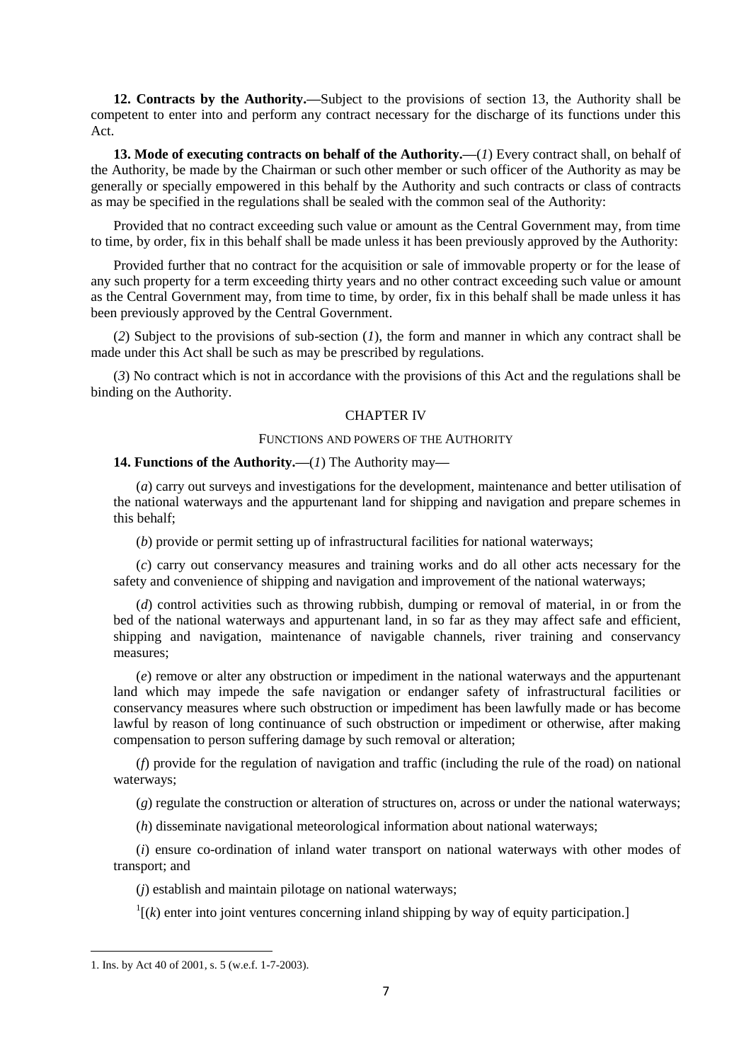**12. Contracts by the Authority.—**Subject to the provisions of section 13, the Authority shall be competent to enter into and perform any contract necessary for the discharge of its functions under this Act.

**13. Mode of executing contracts on behalf of the Authority.—**(*1*) Every contract shall, on behalf of the Authority, be made by the Chairman or such other member or such officer of the Authority as may be generally or specially empowered in this behalf by the Authority and such contracts or class of contracts as may be specified in the regulations shall be sealed with the common seal of the Authority:

Provided that no contract exceeding such value or amount as the Central Government may, from time to time, by order, fix in this behalf shall be made unless it has been previously approved by the Authority:

Provided further that no contract for the acquisition or sale of immovable property or for the lease of any such property for a term exceeding thirty years and no other contract exceeding such value or amount as the Central Government may, from time to time, by order, fix in this behalf shall be made unless it has been previously approved by the Central Government.

(*2*) Subject to the provisions of sub-section (*1*), the form and manner in which any contract shall be made under this Act shall be such as may be prescribed by regulations.

(*3*) No contract which is not in accordance with the provisions of this Act and the regulations shall be binding on the Authority.

## CHAPTER IV

### FUNCTIONS AND POWERS OF THE AUTHORITY

**14. Functions of the Authority.—**(*1*) The Authority may—

(*a*) carry out surveys and investigations for the development, maintenance and better utilisation of the national waterways and the appurtenant land for shipping and navigation and prepare schemes in this behalf;

(*b*) provide or permit setting up of infrastructural facilities for national waterways;

(*c*) carry out conservancy measures and training works and do all other acts necessary for the safety and convenience of shipping and navigation and improvement of the national waterways;

(*d*) control activities such as throwing rubbish, dumping or removal of material, in or from the bed of the national waterways and appurtenant land, in so far as they may affect safe and efficient, shipping and navigation, maintenance of navigable channels, river training and conservancy measures;

(*e*) remove or alter any obstruction or impediment in the national waterways and the appurtenant land which may impede the safe navigation or endanger safety of infrastructural facilities or conservancy measures where such obstruction or impediment has been lawfully made or has become lawful by reason of long continuance of such obstruction or impediment or otherwise, after making compensation to person suffering damage by such removal or alteration;

(*f*) provide for the regulation of navigation and traffic (including the rule of the road) on national waterways;

(*g*) regulate the construction or alteration of structures on, across or under the national waterways;

(*h*) disseminate navigational meteorological information about national waterways;

(*i*) ensure co-ordination of inland water transport on national waterways with other modes of transport; and

(*j*) establish and maintain pilotage on national waterways;

[1][(*k*) enter into joint ventures concerning inland shipping by way of equity participation.]

---

1. Ins. by Act 40 of 2001, s. 5 (w.e.f. 1-7-2003).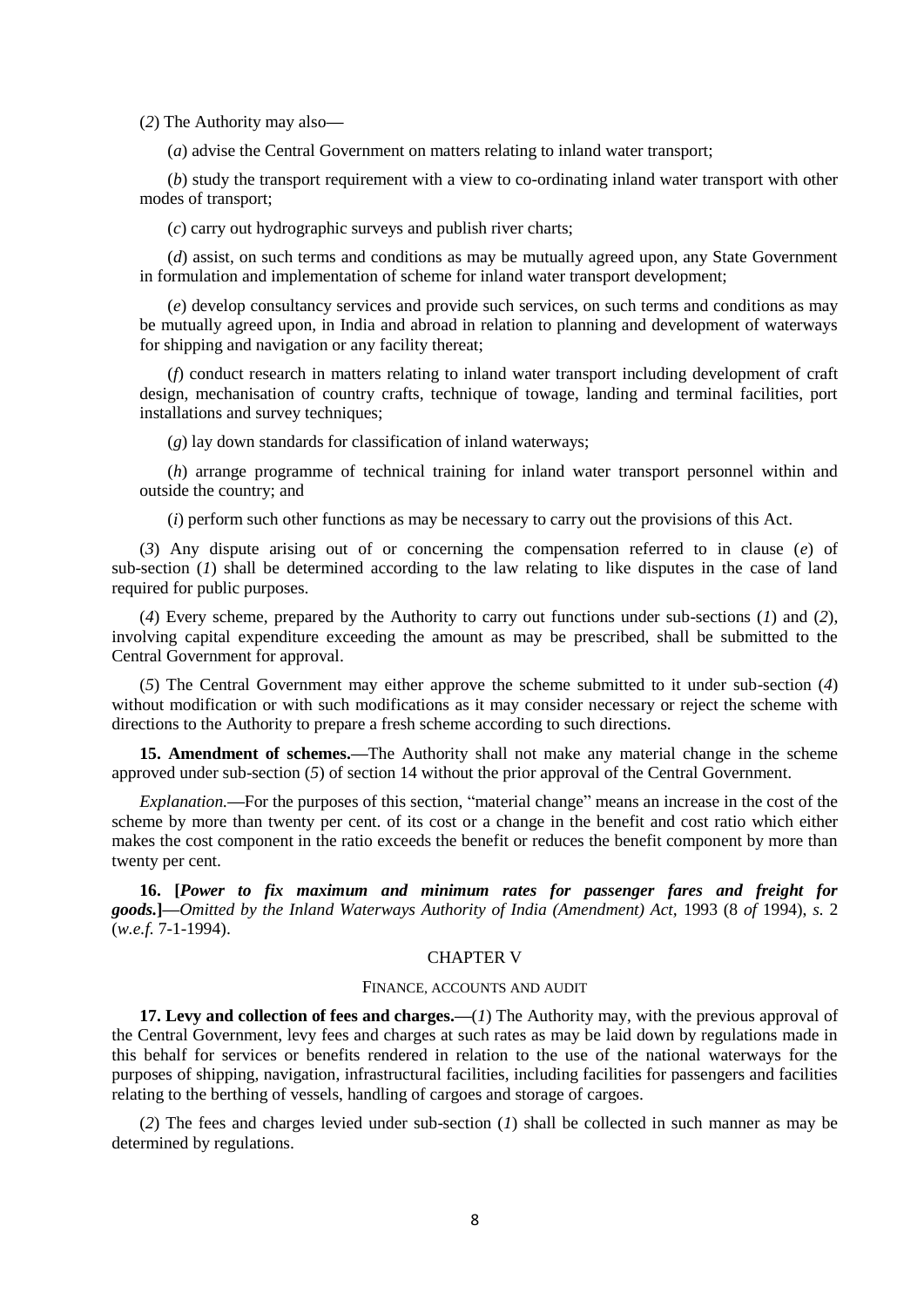(*2*) The Authority may also—

(*a*) advise the Central Government on matters relating to inland water transport;

(*b*) study the transport requirement with a view to co-ordinating inland water transport with other modes of transport;

(*c*) carry out hydrographic surveys and publish river charts;

(*d*) assist, on such terms and conditions as may be mutually agreed upon, any State Government in formulation and implementation of scheme for inland water transport development;

(*e*) develop consultancy services and provide such services, on such terms and conditions as may be mutually agreed upon, in India and abroad in relation to planning and development of waterways for shipping and navigation or any facility thereat;

(*f*) conduct research in matters relating to inland water transport including development of craft design, mechanisation of country crafts, technique of towage, landing and terminal facilities, port installations and survey techniques;

(*g*) lay down standards for classification of inland waterways;

(*h*) arrange programme of technical training for inland water transport personnel within and outside the country; and

(*i*) perform such other functions as may be necessary to carry out the provisions of this Act.

(*3*) Any dispute arising out of or concerning the compensation referred to in clause (*e*) of sub-section (*1*) shall be determined according to the law relating to like disputes in the case of land required for public purposes.

(*4*) Every scheme, prepared by the Authority to carry out functions under sub-sections (*1*) and (*2*), involving capital expenditure exceeding the amount as may be prescribed, shall be submitted to the Central Government for approval.

(*5*) The Central Government may either approve the scheme submitted to it under sub-section (*4*) without modification or with such modifications as it may consider necessary or reject the scheme with directions to the Authority to prepare a fresh scheme according to such directions.

**15. Amendment of schemes.**—The Authority shall not make any material change in the scheme approved under sub-section (*5*) of section 14 without the prior approval of the Central Government.

*Explanation.*—For the purposes of this section, "material change" means an increase in the cost of the scheme by more than twenty per cent. of its cost or a change in the benefit and cost ratio which either makes the cost component in the ratio exceeds the benefit or reduces the benefit component by more than twenty per cent.

**16. [*Power to fix maximum and minimum rates for passenger fares and freight for goods.*]**—*Omitted by the Inland Waterways Authority of India (Amendment) Act,* 1993 (8 *of* 1994), *s.* 2 (*w.e.f.* 7-1-1994).

## CHAPTER V

### FINANCE, ACCOUNTS AND AUDIT

**17. Levy and collection of fees and charges.**—(*1*) The Authority may, with the previous approval of the Central Government, levy fees and charges at such rates as may be laid down by regulations made in this behalf for services or benefits rendered in relation to the use of the national waterways for the purposes of shipping, navigation, infrastructural facilities, including facilities for passengers and facilities relating to the berthing of vessels, handling of cargoes and storage of cargoes.

(*2*) The fees and charges levied under sub-section (*1*) shall be collected in such manner as may be determined by regulations.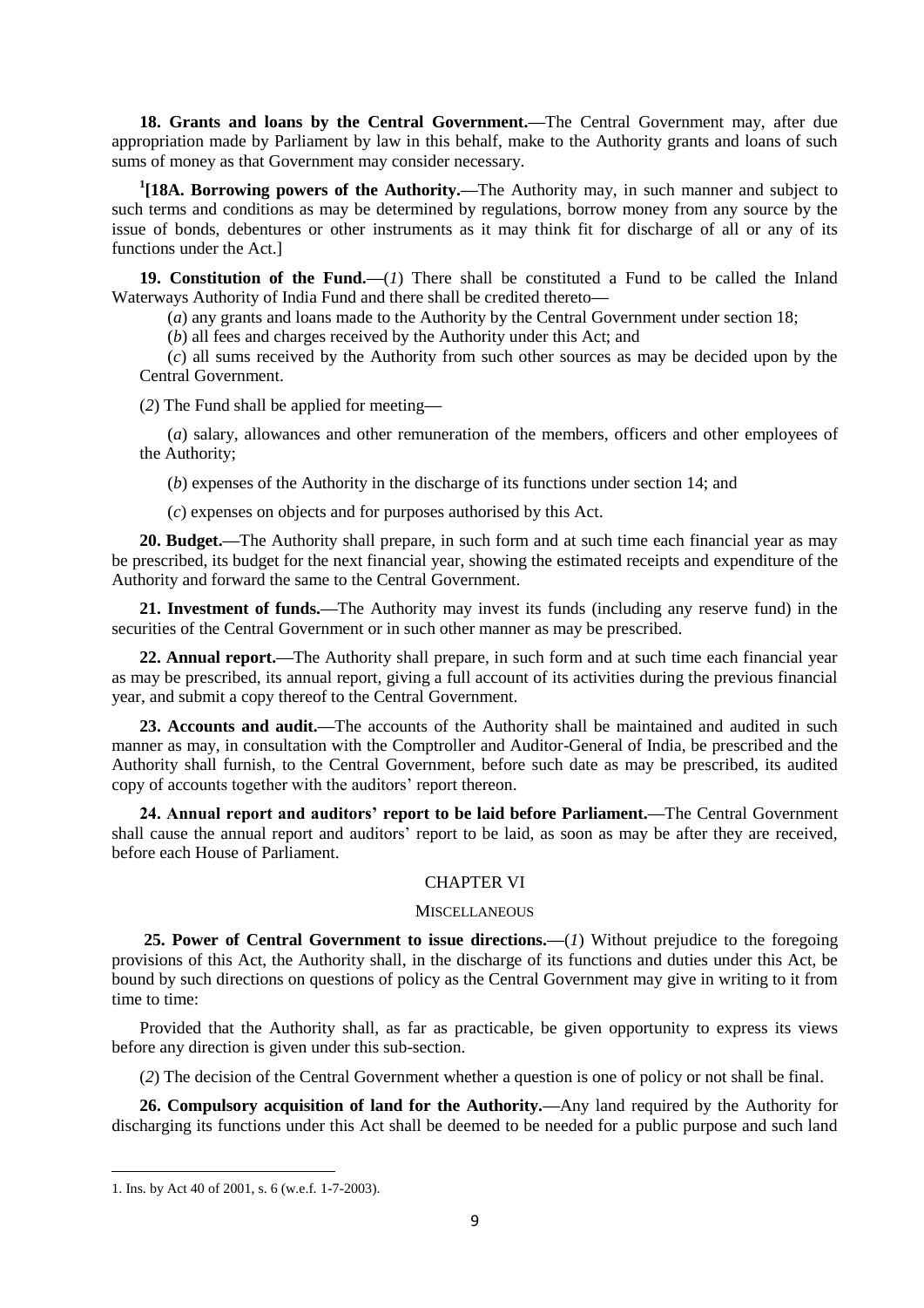**18. Grants and loans by the Central Government.—**The Central Government may, after due appropriation made by Parliament by law in this behalf, make to the Authority grants and loans of such sums of money as that Government may consider necessary.

[1][**18A. Borrowing powers of the Authority.—**The Authority may, in such manner and subject to such terms and conditions as may be determined by regulations, borrow money from any source by the issue of bonds, debentures or other instruments as it may think fit for discharge of all or any of its functions under the Act.]

**19. Constitution of the Fund.—**(*1*) There shall be constituted a Fund to be called the Inland Waterways Authority of India Fund and there shall be credited thereto—

(*a*) any grants and loans made to the Authority by the Central Government under section 18;

(*b*) all fees and charges received by the Authority under this Act; and

(*c*) all sums received by the Authority from such other sources as may be decided upon by the Central Government.

(*2*) The Fund shall be applied for meeting—

(*a*) salary, allowances and other remuneration of the members, officers and other employees of the Authority;

(*b*) expenses of the Authority in the discharge of its functions under section 14; and

(*c*) expenses on objects and for purposes authorised by this Act.

**20. Budget.—**The Authority shall prepare, in such form and at such time each financial year as may be prescribed, its budget for the next financial year, showing the estimated receipts and expenditure of the Authority and forward the same to the Central Government.

**21. Investment of funds.—**The Authority may invest its funds (including any reserve fund) in the securities of the Central Government or in such other manner as may be prescribed.

**22. Annual report.—**The Authority shall prepare, in such form and at such time each financial year as may be prescribed, its annual report, giving a full account of its activities during the previous financial year, and submit a copy thereof to the Central Government.

**23. Accounts and audit.—**The accounts of the Authority shall be maintained and audited in such manner as may, in consultation with the Comptroller and Auditor-General of India, be prescribed and the Authority shall furnish, to the Central Government, before such date as may be prescribed, its audited copy of accounts together with the auditors' report thereon.

**24. Annual report and auditors' report to be laid before Parliament.—**The Central Government shall cause the annual report and auditors' report to be laid, as soon as may be after they are received, before each House of Parliament.

## CHAPTER VI

### MISCELLANEOUS

**25. Power of Central Government to issue directions.—**(*1*) Without prejudice to the foregoing provisions of this Act, the Authority shall, in the discharge of its functions and duties under this Act, be bound by such directions on questions of policy as the Central Government may give in writing to it from time to time:

Provided that the Authority shall, as far as practicable, be given opportunity to express its views before any direction is given under this sub-section.

(*2*) The decision of the Central Government whether a question is one of policy or not shall be final.

**26. Compulsory acquisition of land for the Authority.—**Any land required by the Authority for discharging its functions under this Act shall be deemed to be needed for a public purpose and such land

---

1. Ins. by Act 40 of 2001, s. 6 (w.e.f. 1-7-2003).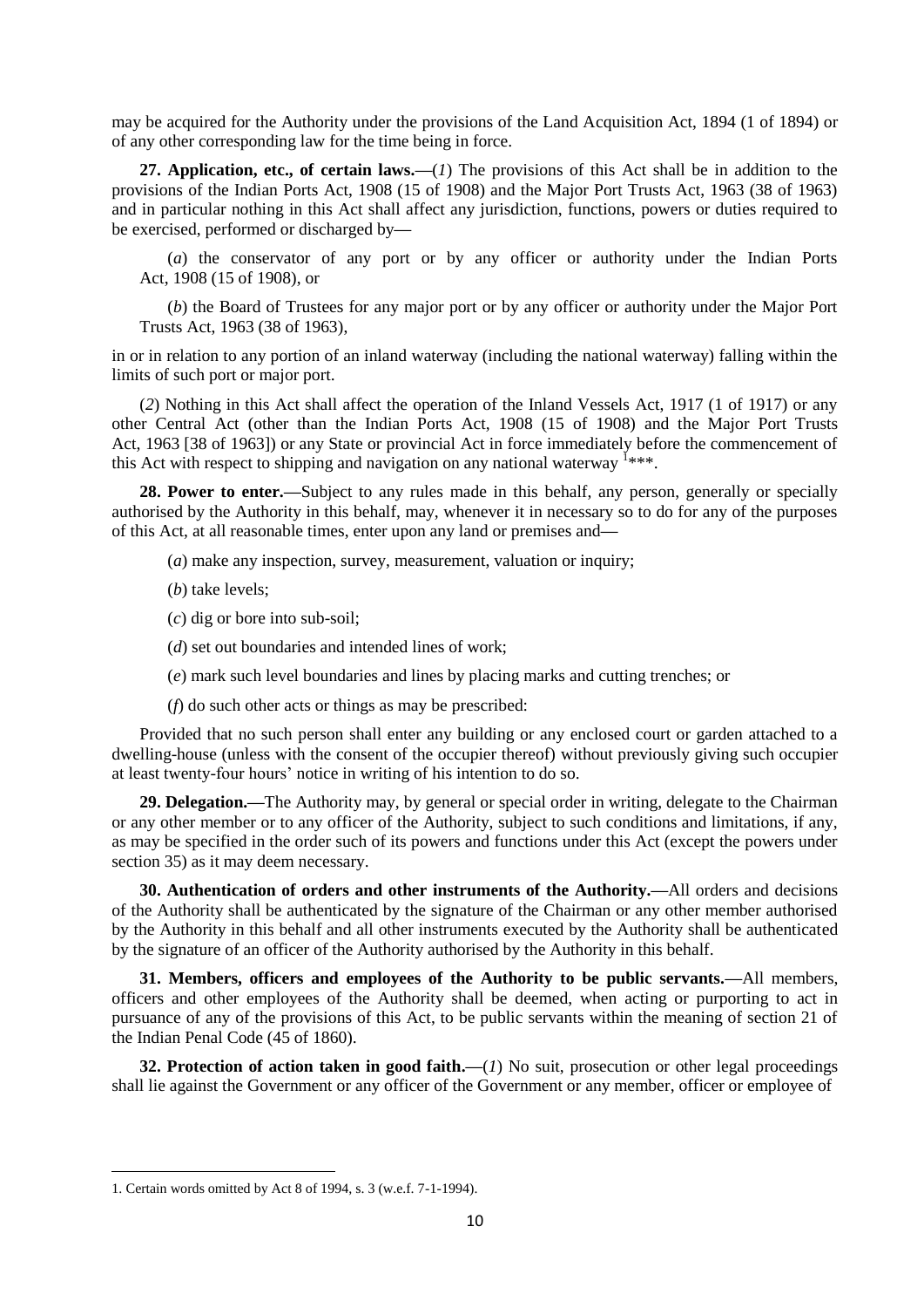may be acquired for the Authority under the provisions of the Land Acquisition Act, 1894 (1 of 1894) or of any other corresponding law for the time being in force.

**27. Application, etc., of certain laws.—**(*1*) The provisions of this Act shall be in addition to the provisions of the Indian Ports Act, 1908 (15 of 1908) and the Major Port Trusts Act, 1963 (38 of 1963) and in particular nothing in this Act shall affect any jurisdiction, functions, powers or duties required to be exercised, performed or discharged by—

(*a*) the conservator of any port or by any officer or authority under the Indian Ports Act, 1908 (15 of 1908), or

(*b*) the Board of Trustees for any major port or by any officer or authority under the Major Port Trusts Act, 1963 (38 of 1963),

in or in relation to any portion of an inland waterway (including the national waterway) falling within the limits of such port or major port.

(*2*) Nothing in this Act shall affect the operation of the Inland Vessels Act, 1917 (1 of 1917) or any other Central Act (other than the Indian Ports Act, 1908 (15 of 1908) and the Major Port Trusts Act, 1963 [38 of 1963]) or any State or provincial Act in force immediately before the commencement of this Act with respect to shipping and navigation on any national waterway [1]***.

**28. Power to enter.—**Subject to any rules made in this behalf, any person, generally or specially authorised by the Authority in this behalf, may, whenever it in necessary so to do for any of the purposes of this Act, at all reasonable times, enter upon any land or premises and—

(*a*) make any inspection, survey, measurement, valuation or inquiry;

(*b*) take levels;

(*c*) dig or bore into sub-soil;

(*d*) set out boundaries and intended lines of work;

(*e*) mark such level boundaries and lines by placing marks and cutting trenches; or

(*f*) do such other acts or things as may be prescribed:

Provided that no such person shall enter any building or any enclosed court or garden attached to a dwelling-house (unless with the consent of the occupier thereof) without previously giving such occupier at least twenty-four hours' notice in writing of his intention to do so.

**29. Delegation.—**The Authority may, by general or special order in writing, delegate to the Chairman or any other member or to any officer of the Authority, subject to such conditions and limitations, if any, as may be specified in the order such of its powers and functions under this Act (except the powers under section 35) as it may deem necessary.

**30. Authentication of orders and other instruments of the Authority.—**All orders and decisions of the Authority shall be authenticated by the signature of the Chairman or any other member authorised by the Authority in this behalf and all other instruments executed by the Authority shall be authenticated by the signature of an officer of the Authority authorised by the Authority in this behalf.

**31. Members, officers and employees of the Authority to be public servants.—**All members, officers and other employees of the Authority shall be deemed, when acting or purporting to act in pursuance of any of the provisions of this Act, to be public servants within the meaning of section 21 of the Indian Penal Code (45 of 1860).

**32. Protection of action taken in good faith.—**(*1*) No suit, prosecution or other legal proceedings shall lie against the Government or any officer of the Government or any member, officer or employee of

---

1. Certain words omitted by Act 8 of 1994, s. 3 (w.e.f. 7-1-1994).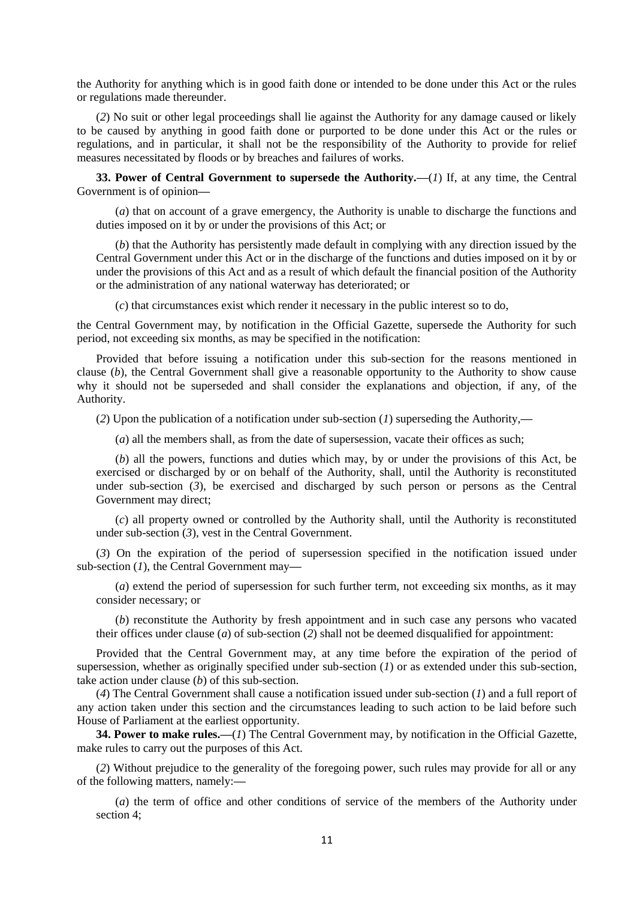the Authority for anything which is in good faith done or intended to be done under this Act or the rules or regulations made thereunder.

(*2*) No suit or other legal proceedings shall lie against the Authority for any damage caused or likely to be caused by anything in good faith done or purported to be done under this Act or the rules or regulations, and in particular, it shall not be the responsibility of the Authority to provide for relief measures necessitated by floods or by breaches and failures of works.

**33. Power of Central Government to supersede the Authority.—**(*1*) If, at any time, the Central Government is of opinion—

(*a*) that on account of a grave emergency, the Authority is unable to discharge the functions and duties imposed on it by or under the provisions of this Act; or

(*b*) that the Authority has persistently made default in complying with any direction issued by the Central Government under this Act or in the discharge of the functions and duties imposed on it by or under the provisions of this Act and as a result of which default the financial position of the Authority or the administration of any national waterway has deteriorated; or

(*c*) that circumstances exist which render it necessary in the public interest so to do,

the Central Government may, by notification in the Official Gazette, supersede the Authority for such period, not exceeding six months, as may be specified in the notification:

Provided that before issuing a notification under this sub-section for the reasons mentioned in clause (*b*), the Central Government shall give a reasonable opportunity to the Authority to show cause why it should not be superseded and shall consider the explanations and objection, if any, of the Authority.

(*2*) Upon the publication of a notification under sub-section (*1*) superseding the Authority,—

(*a*) all the members shall, as from the date of supersession, vacate their offices as such;

(*b*) all the powers, functions and duties which may, by or under the provisions of this Act, be exercised or discharged by or on behalf of the Authority, shall, until the Authority is reconstituted under sub-section (*3*), be exercised and discharged by such person or persons as the Central Government may direct;

(*c*) all property owned or controlled by the Authority shall, until the Authority is reconstituted under sub-section (*3*), vest in the Central Government.

(*3*) On the expiration of the period of supersession specified in the notification issued under sub-section (*1*), the Central Government may—

(*a*) extend the period of supersession for such further term, not exceeding six months, as it may consider necessary; or

(*b*) reconstitute the Authority by fresh appointment and in such case any persons who vacated their offices under clause (*a*) of sub-section (*2*) shall not be deemed disqualified for appointment:

Provided that the Central Government may, at any time before the expiration of the period of supersession, whether as originally specified under sub-section (*1*) or as extended under this sub-section, take action under clause (*b*) of this sub-section.

(*4*) The Central Government shall cause a notification issued under sub-section (*1*) and a full report of any action taken under this section and the circumstances leading to such action to be laid before such House of Parliament at the earliest opportunity.

**34. Power to make rules.—**(*1*) The Central Government may, by notification in the Official Gazette, make rules to carry out the purposes of this Act.

(*2*) Without prejudice to the generality of the foregoing power, such rules may provide for all or any of the following matters, namely:—

(*a*) the term of office and other conditions of service of the members of the Authority under section 4;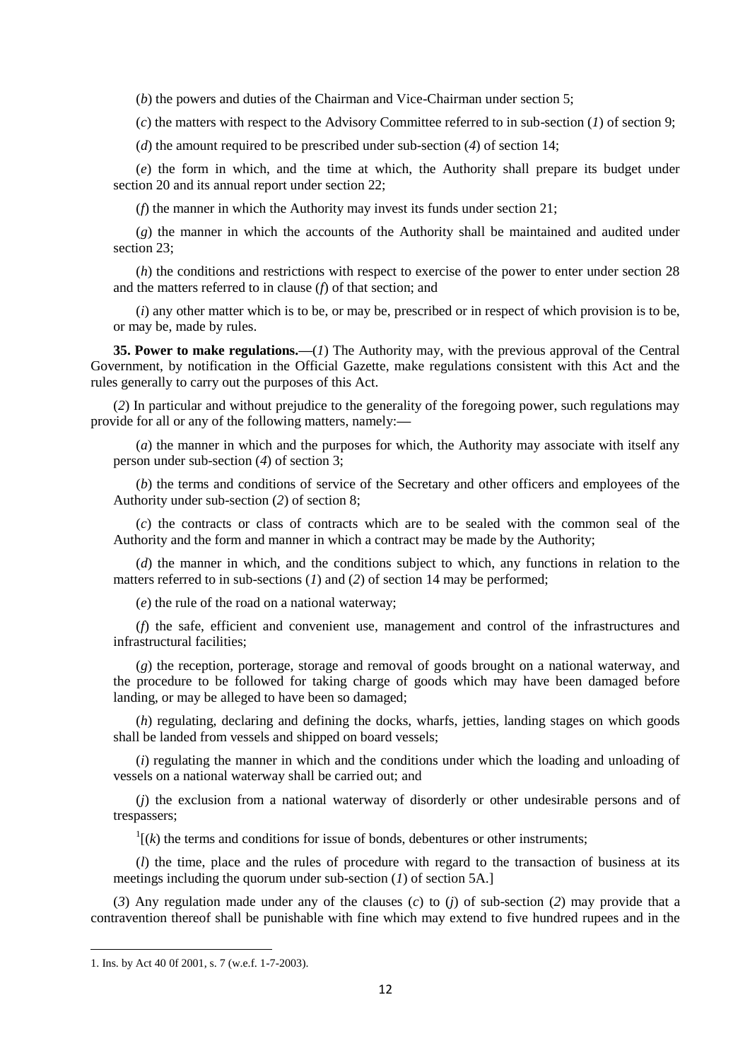(*b*) the powers and duties of the Chairman and Vice-Chairman under section 5;

(*c*) the matters with respect to the Advisory Committee referred to in sub-section (*1*) of section 9;

(*d*) the amount required to be prescribed under sub-section (*4*) of section 14;

(*e*) the form in which, and the time at which, the Authority shall prepare its budget under section 20 and its annual report under section 22;

(*f*) the manner in which the Authority may invest its funds under section 21;

(*g*) the manner in which the accounts of the Authority shall be maintained and audited under section 23;

(*h*) the conditions and restrictions with respect to exercise of the power to enter under section 28 and the matters referred to in clause (*f*) of that section; and

(*i*) any other matter which is to be, or may be, prescribed or in respect of which provision is to be, or may be, made by rules.

**35. Power to make regulations.—**(*1*) The Authority may, with the previous approval of the Central Government, by notification in the Official Gazette, make regulations consistent with this Act and the rules generally to carry out the purposes of this Act.

(*2*) In particular and without prejudice to the generality of the foregoing power, such regulations may provide for all or any of the following matters, namely:—

(*a*) the manner in which and the purposes for which, the Authority may associate with itself any person under sub-section (*4*) of section 3;

(*b*) the terms and conditions of service of the Secretary and other officers and employees of the Authority under sub-section (*2*) of section 8;

(*c*) the contracts or class of contracts which are to be sealed with the common seal of the Authority and the form and manner in which a contract may be made by the Authority;

(*d*) the manner in which, and the conditions subject to which, any functions in relation to the matters referred to in sub-sections (*1*) and (*2*) of section 14 may be performed;

(*e*) the rule of the road on a national waterway;

(*f*) the safe, efficient and convenient use, management and control of the infrastructures and infrastructural facilities;

(*g*) the reception, porterage, storage and removal of goods brought on a national waterway, and the procedure to be followed for taking charge of goods which may have been damaged before landing, or may be alleged to have been so damaged;

(*h*) regulating, declaring and defining the docks, wharfs, jetties, landing stages on which goods shall be landed from vessels and shipped on board vessels;

(*i*) regulating the manner in which and the conditions under which the loading and unloading of vessels on a national waterway shall be carried out; and

(*j*) the exclusion from a national waterway of disorderly or other undesirable persons and of trespassers;

[1][(*k*) the terms and conditions for issue of bonds, debentures or other instruments;

(*l*) the time, place and the rules of procedure with regard to the transaction of business at its meetings including the quorum under sub-section (*1*) of section 5A.]

(*3*) Any regulation made under any of the clauses (*c*) to (*j*) of sub-section (*2*) may provide that a contravention thereof shall be punishable with fine which may extend to five hundred rupees and in the

1. Ins. by Act 40 0f 2001, s. 7 (w.e.f. 1-7-2003).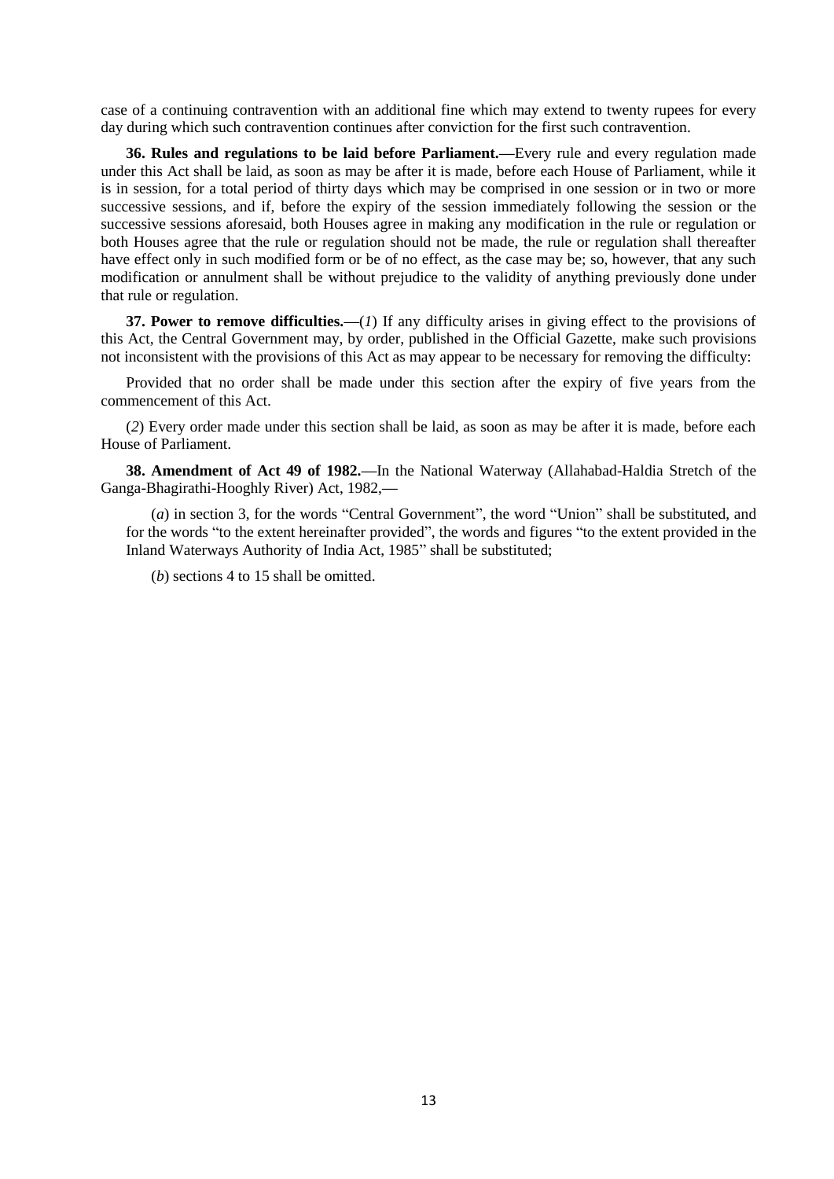case of a continuing contravention with an additional fine which may extend to twenty rupees for every day during which such contravention continues after conviction for the first such contravention.

**36. Rules and regulations to be laid before Parliament.—**Every rule and every regulation made under this Act shall be laid, as soon as may be after it is made, before each House of Parliament, while it is in session, for a total period of thirty days which may be comprised in one session or in two or more successive sessions, and if, before the expiry of the session immediately following the session or the successive sessions aforesaid, both Houses agree in making any modification in the rule or regulation or both Houses agree that the rule or regulation should not be made, the rule or regulation shall thereafter have effect only in such modified form or be of no effect, as the case may be; so, however, that any such modification or annulment shall be without prejudice to the validity of anything previously done under that rule or regulation.

**37. Power to remove difficulties.—**(*1*) If any difficulty arises in giving effect to the provisions of this Act, the Central Government may, by order, published in the Official Gazette, make such provisions not inconsistent with the provisions of this Act as may appear to be necessary for removing the difficulty:

Provided that no order shall be made under this section after the expiry of five years from the commencement of this Act.

(*2*) Every order made under this section shall be laid, as soon as may be after it is made, before each House of Parliament.

**38. Amendment of Act 49 of 1982.—**In the National Waterway (Allahabad-Haldia Stretch of the Ganga-Bhagirathi-Hooghly River) Act, 1982,—

(*a*) in section 3, for the words "Central Government", the word "Union" shall be substituted, and for the words "to the extent hereinafter provided", the words and figures "to the extent provided in the Inland Waterways Authority of India Act, 1985" shall be substituted;

(*b*) sections 4 to 15 shall be omitted.